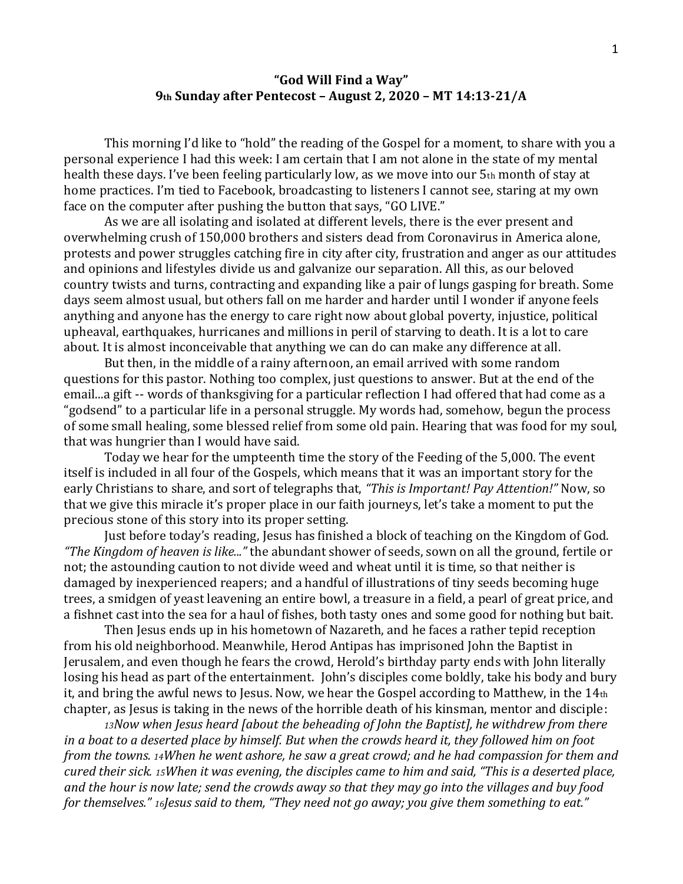**"God Will Find a Way"**

**9th Sunday after Pentecost – August 2, 2020 – MT 14:13-21/A**

This morning I'd like to "hold" the reading of the Gospel for a moment, to share with you a personal experience I had this week: I am certain that I am not alone in the state of my mental health these days. I've been feeling particularly low, as we move into our 5th month of stay at home practices. I'm tied to Facebook, broadcasting to listeners I cannot see, staring at my own face on the computer after pushing the button that says, "GO LIVE."

As we are all isolating and isolated at different levels, there is the ever present and overwhelming crush of 150,000 brothers and sisters dead from Coronavirus in America alone, protests and power struggles catching fire in city after city, frustration and anger as our attitudes and opinions and lifestyles divide us and galvanize our separation. All this, as our beloved country twists and turns, contracting and expanding like a pair of lungs gasping for breath. Some days seem almost usual, but others fall on me harder and harder until I wonder if anyone feels anything and anyone has the energy to care right now about global poverty, injustice, political upheaval, earthquakes, hurricanes and millions in peril of starving to death. It is a lot to care about. It is almost inconceivable that anything we can do can make any difference at all.

But then, in the middle of a rainy afternoon, an email arrived with some random questions for this pastor. Nothing too complex, just questions to answer. But at the end of the email...a gift -- words of thanksgiving for a particular reflection I had offered that had come as a "godsend" to a particular life in a personal struggle. My words had, somehow, begun the process of some small healing, some blessed relief from some old pain. Hearing that was food for my soul, that was hungrier than I would have said.

Today we hear for the umpteenth time the story of the Feeding of the 5,000. The event itself is included in all four of the Gospels, which means that it was an important story for the early Christians to share, and sort of telegraphs that, *"This is Important! Pay Attention!"* Now, so that we give this miracle it's proper place in our faith journeys, let's take a moment to put the precious stone of this story into its proper setting.

Just before today's reading, Jesus has finished a block of teaching on the Kingdom of God. *"The Kingdom of heaven is like..."* the abundant shower of seeds, sown on all the ground, fertile or not; the astounding caution to not divide weed and wheat until it is time, so that neither is damaged by inexperienced reapers; and a handful of illustrations of tiny seeds becoming huge trees, a smidgen of yeast leavening an entire bowl, a treasure in a field, a pearl of great price, and a fishnet cast into the sea for a haul of fishes, both tasty ones and some good for nothing but bait.

Then Jesus ends up in his hometown of Nazareth, and he faces a rather tepid reception from his old neighborhood. Meanwhile, Herod Antipas has imprisoned John the Baptist in Jerusalem, and even though he fears the crowd, Herold's birthday party ends with John literally losing his head as part of the entertainment. John's disciples come boldly, take his body and bury it, and bring the awful news to Jesus. Now, we hear the Gospel according to Matthew, in the 14th chapter, as Jesus is taking in the news of the horrible death of his kinsman, mentor and disciple:

*13Now when Jesus heard [about the beheading of John the Baptist], he withdrew from there in a boat to a deserted place by himself. But when the crowds heard it, they followed him on foot from the towns. 14When he went ashore, he saw a great crowd; and he had compassion for them and cured their sick. 15When it was evening, the disciples came to him and said, "This is a deserted place, and the hour is now late; send the crowds away so that they may go into the villages and buy food for themselves." 16Jesus said to them, "They need not go away; you give them something to eat."*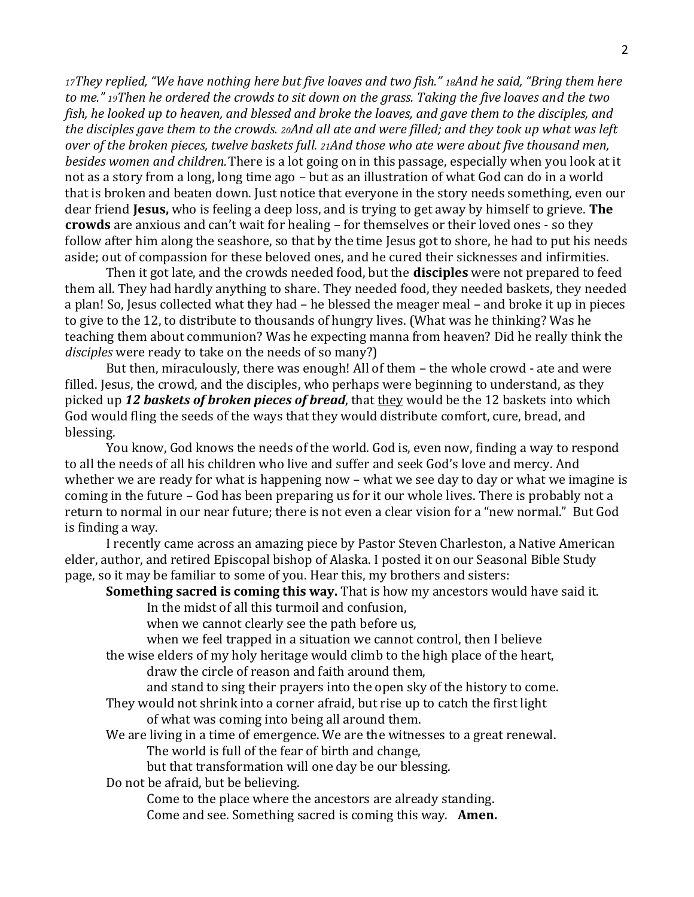*17They replied, "We have nothing here but five loaves and two fish." 18And he said, "Bring them here to me." 19Then he ordered the crowds to sit down on the grass. Taking the five loaves and the two fish, he looked up to heaven, and blessed and broke the loaves, and gave them to the disciples, and the disciples gave them to the crowds. 20And all ate and were filled; and they took up what was left over of the broken pieces, twelve baskets full. 21And those who ate were about five thousand men, besides women and children.* There is a lot going on in this passage, especially when you look at it not as a story from a long, long time ago – but as an illustration of what God can do in a world that is broken and beaten down. Just notice that everyone in the story needs something, even our dear friend **Jesus,** who is feeling a deep loss, and is trying to get away by himself to grieve. **The crowds** are anxious and can't wait for healing – for themselves or their loved ones - so they follow after him along the seashore, so that by the time Jesus got to shore, he had to put his needs aside; out of compassion for these beloved ones, and he cured their sicknesses and infirmities.

Then it got late, and the crowds needed food, but the **disciples** were not prepared to feed them all. They had hardly anything to share. They needed food, they needed baskets, they needed a plan! So, Jesus collected what they had – he blessed the meager meal – and broke it up in pieces to give to the 12, to distribute to thousands of hungry lives. (What was he thinking? Was he teaching them about communion? Was he expecting manna from heaven? Did he really think the *disciples* were ready to take on the needs of so many?)

But then, miraculously, there was enough! All of them – the whole crowd - ate and were filled. Jesus, the crowd, and the disciples, who perhaps were beginning to understand, as they picked up ***12 baskets of broken pieces of bread***, that <u>they</u> would be the 12 baskets into which God would fling the seeds of the ways that they would distribute comfort, cure, bread, and blessing.

You know, God knows the needs of the world. God is, even now, finding a way to respond to all the needs of all his children who live and suffer and seek God's love and mercy. And whether we are ready for what is happening now – what we see day to day or what we imagine is coming in the future – God has been preparing us for it our whole lives. There is probably not a return to normal in our near future; there is not even a clear vision for a "new normal." But God is finding a way.

I recently came across an amazing piece by Pastor Steven Charleston, a Native American elder, author, and retired Episcopal bishop of Alaska. I posted it on our Seasonal Bible Study page, so it may be familiar to some of you. Hear this, my brothers and sisters:

> **Something sacred is coming this way.** That is how my ancestors would have said it.
> In the midst of all this turmoil and confusion,
> when we cannot clearly see the path before us,
> when we feel trapped in a situation we cannot control, then I believe
> the wise elders of my holy heritage would climb to the high place of the heart,
> draw the circle of reason and faith around them,
> and stand to sing their prayers into the open sky of the history to come.
> They would not shrink into a corner afraid, but rise up to catch the first light
> of what was coming into being all around them.
> We are living in a time of emergence. We are the witnesses to a great renewal.
> The world is full of the fear of birth and change,
> but that transformation will one day be our blessing.
> Do not be afraid, but be believing.
> Come to the place where the ancestors are already standing.
> Come and see. Something sacred is coming this way. **Amen.**